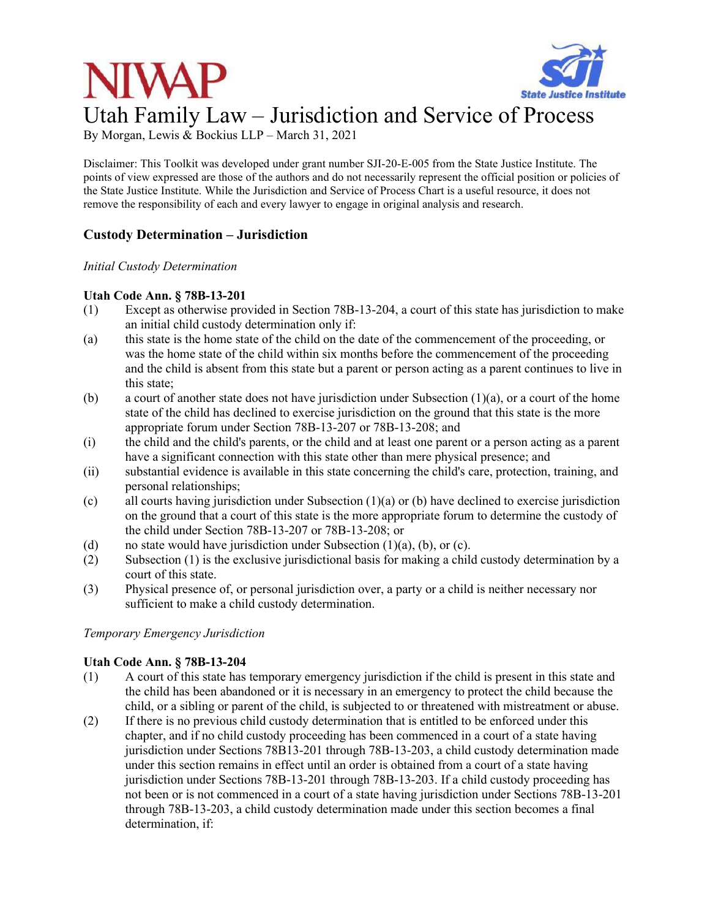# Utah Family Law – Jurisdiction and Service of Process

By Morgan, Lewis & Bockius LLP – March 31, 2021

Disclaimer: This Toolkit was developed under grant number SJI-20-E-005 from the State Justice Institute. The points of view expressed are those of the authors and do not necessarily represent the official position or policies of the State Justice Institute. While the Jurisdiction and Service of Process Chart is a useful resource, it does not remove the responsibility of each and every lawyer to engage in original analysis and research.

## Custody Determination – Jurisdiction

*Initial Custody Determination*

**Utah Code Ann. § 78B-13-201**

(1) Except as otherwise provided in Section 78B-13-204, a court of this state has jurisdiction to make an initial child custody determination only if:

(a) this state is the home state of the child on the date of the commencement of the proceeding, or was the home state of the child within six months before the commencement of the proceeding and the child is absent from this state but a parent or person acting as a parent continues to live in this state;

(b) a court of another state does not have jurisdiction under Subsection (1)(a), or a court of the home state of the child has declined to exercise jurisdiction on the ground that this state is the more appropriate forum under Section 78B-13-207 or 78B-13-208; and

(i) the child and the child's parents, or the child and at least one parent or a person acting as a parent have a significant connection with this state other than mere physical presence; and

(ii) substantial evidence is available in this state concerning the child's care, protection, training, and personal relationships;

(c) all courts having jurisdiction under Subsection (1)(a) or (b) have declined to exercise jurisdiction on the ground that a court of this state is the more appropriate forum to determine the custody of the child under Section 78B-13-207 or 78B-13-208; or

(d) no state would have jurisdiction under Subsection (1)(a), (b), or (c).

(2) Subsection (1) is the exclusive jurisdictional basis for making a child custody determination by a court of this state.

(3) Physical presence of, or personal jurisdiction over, a party or a child is neither necessary nor sufficient to make a child custody determination.

*Temporary Emergency Jurisdiction*

**Utah Code Ann. § 78B-13-204**

(1) A court of this state has temporary emergency jurisdiction if the child is present in this state and the child has been abandoned or it is necessary in an emergency to protect the child because the child, or a sibling or parent of the child, is subjected to or threatened with mistreatment or abuse.

(2) If there is no previous child custody determination that is entitled to be enforced under this chapter, and if no child custody proceeding has been commenced in a court of a state having jurisdiction under Sections 78B13-201 through 78B-13-203, a child custody determination made under this section remains in effect until an order is obtained from a court of a state having jurisdiction under Sections 78B-13-201 through 78B-13-203. If a child custody proceeding has not been or is not commenced in a court of a state having jurisdiction under Sections 78B-13-201 through 78B-13-203, a child custody determination made under this section becomes a final determination, if: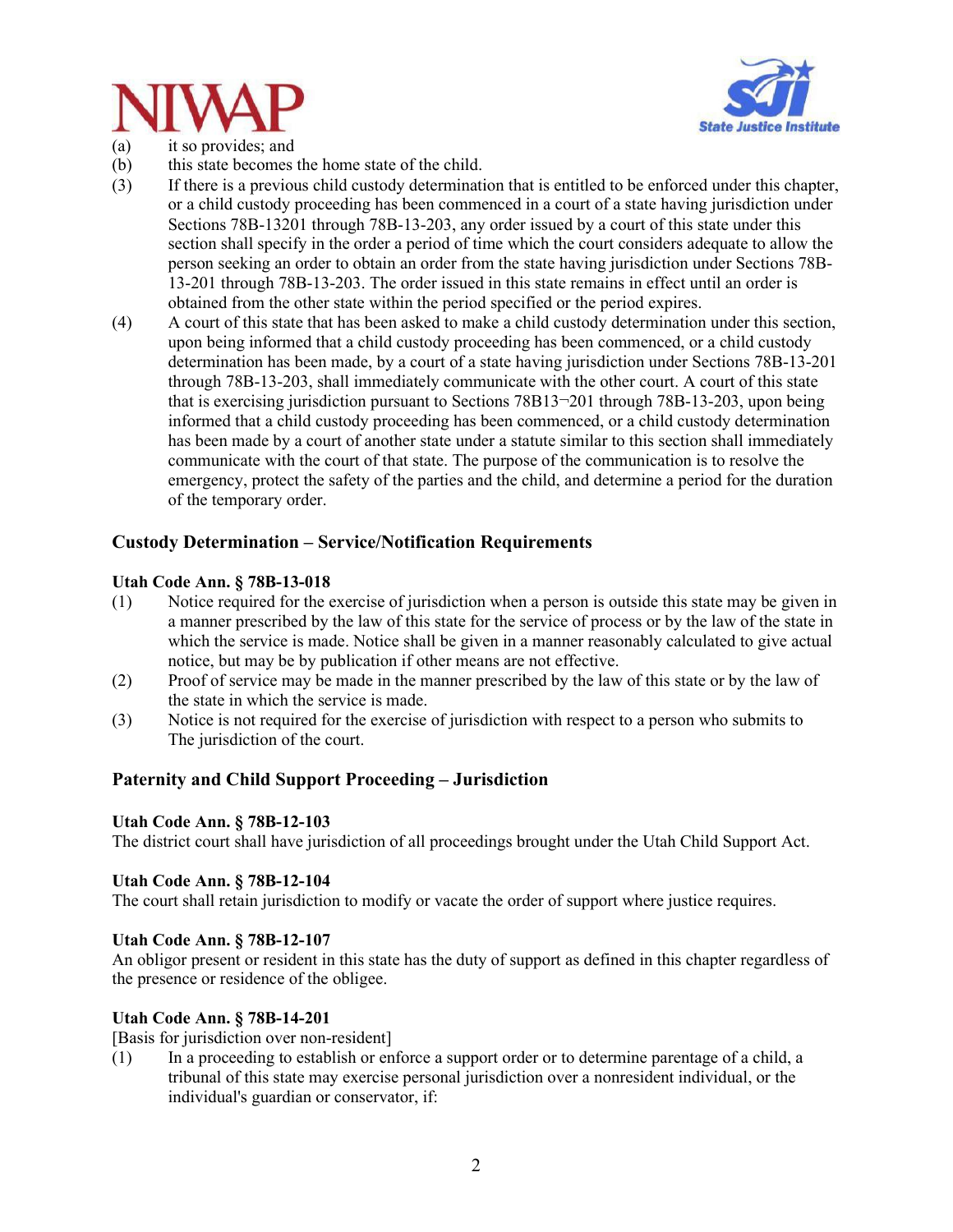(a) it so provides; and
(b) this state becomes the home state of the child.
(3) If there is a previous child custody determination that is entitled to be enforced under this chapter, or a child custody proceeding has been commenced in a court of a state having jurisdiction under Sections 78B-13201 through 78B-13-203, any order issued by a court of this state under this section shall specify in the order a period of time which the court considers adequate to allow the person seeking an order to obtain an order from the state having jurisdiction under Sections 78B-13-201 through 78B-13-203. The order issued in this state remains in effect until an order is obtained from the other state within the period specified or the period expires.
(4) A court of this state that has been asked to make a child custody determination under this section, upon being informed that a child custody proceeding has been commenced, or a child custody determination has been made, by a court of a state having jurisdiction under Sections 78B-13-201 through 78B-13-203, shall immediately communicate with the other court. A court of this state that is exercising jurisdiction pursuant to Sections 78B13¬201 through 78B-13-203, upon being informed that a child custody proceeding has been commenced, or a child custody determination has been made by a court of another state under a statute similar to this section shall immediately communicate with the court of that state. The purpose of the communication is to resolve the emergency, protect the safety of the parties and the child, and determine a period for the duration of the temporary order.

## Custody Determination – Service/Notification Requirements

**Utah Code Ann. § 78B-13-018**

(1) Notice required for the exercise of jurisdiction when a person is outside this state may be given in a manner prescribed by the law of this state for the service of process or by the law of the state in which the service is made. Notice shall be given in a manner reasonably calculated to give actual notice, but may be by publication if other means are not effective.
(2) Proof of service may be made in the manner prescribed by the law of this state or by the law of the state in which the service is made.
(3) Notice is not required for the exercise of jurisdiction with respect to a person who submits to The jurisdiction of the court.

## Paternity and Child Support Proceeding – Jurisdiction

**Utah Code Ann. § 78B-12-103**

The district court shall have jurisdiction of all proceedings brought under the Utah Child Support Act.

**Utah Code Ann. § 78B-12-104**

The court shall retain jurisdiction to modify or vacate the order of support where justice requires.

**Utah Code Ann. § 78B-12-107**

An obligor present or resident in this state has the duty of support as defined in this chapter regardless of the presence or residence of the obligee.

**Utah Code Ann. § 78B-14-201**

[Basis for jurisdiction over non-resident]

(1) In a proceeding to establish or enforce a support order or to determine parentage of a child, a tribunal of this state may exercise personal jurisdiction over a nonresident individual, or the individual's guardian or conservator, if: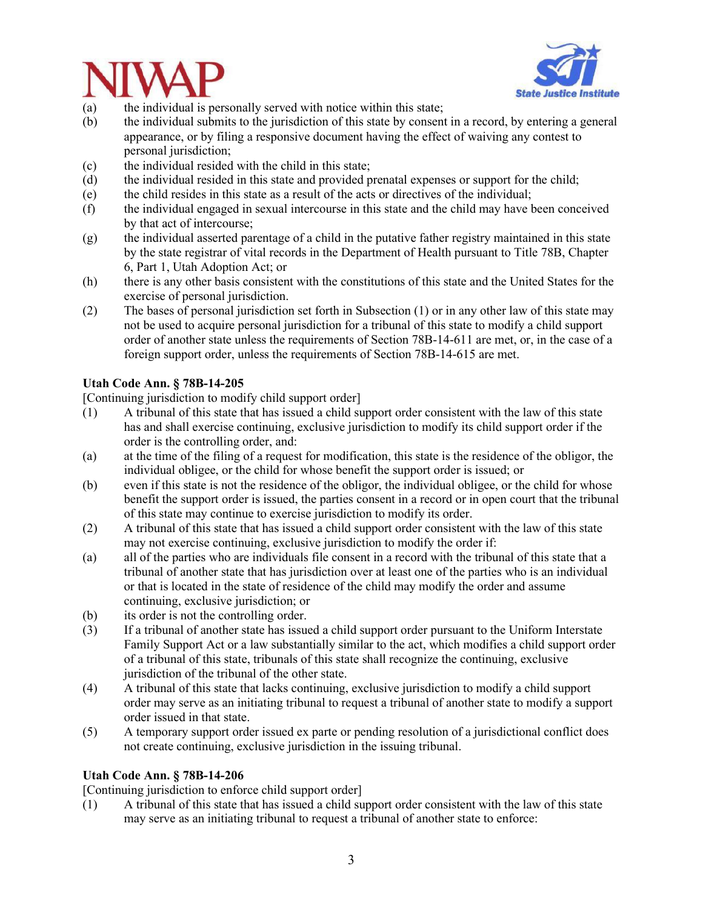(a) the individual is personally served with notice within this state;

(b) the individual submits to the jurisdiction of this state by consent in a record, by entering a general appearance, or by filing a responsive document having the effect of waiving any contest to personal jurisdiction;

(c) the individual resided with the child in this state;

(d) the individual resided in this state and provided prenatal expenses or support for the child;

(e) the child resides in this state as a result of the acts or directives of the individual;

(f) the individual engaged in sexual intercourse in this state and the child may have been conceived by that act of intercourse;

(g) the individual asserted parentage of a child in the putative father registry maintained in this state by the state registrar of vital records in the Department of Health pursuant to Title 78B, Chapter 6, Part 1, Utah Adoption Act; or

(h) there is any other basis consistent with the constitutions of this state and the United States for the exercise of personal jurisdiction.

(2) The bases of personal jurisdiction set forth in Subsection (1) or in any other law of this state may not be used to acquire personal jurisdiction for a tribunal of this state to modify a child support order of another state unless the requirements of Section 78B-14-611 are met, or, in the case of a foreign support order, unless the requirements of Section 78B-14-615 are met.

**Utah Code Ann. § 78B-14-205**

[Continuing jurisdiction to modify child support order]

(1) A tribunal of this state that has issued a child support order consistent with the law of this state has and shall exercise continuing, exclusive jurisdiction to modify its child support order if the order is the controlling order, and:

(a) at the time of the filing of a request for modification, this state is the residence of the obligor, the individual obligee, or the child for whose benefit the support order is issued; or

(b) even if this state is not the residence of the obligor, the individual obligee, or the child for whose benefit the support order is issued, the parties consent in a record or in open court that the tribunal of this state may continue to exercise jurisdiction to modify its order.

(2) A tribunal of this state that has issued a child support order consistent with the law of this state may not exercise continuing, exclusive jurisdiction to modify the order if:

(a) all of the parties who are individuals file consent in a record with the tribunal of this state that a tribunal of another state that has jurisdiction over at least one of the parties who is an individual or that is located in the state of residence of the child may modify the order and assume continuing, exclusive jurisdiction; or

(b) its order is not the controlling order.

(3) If a tribunal of another state has issued a child support order pursuant to the Uniform Interstate Family Support Act or a law substantially similar to the act, which modifies a child support order of a tribunal of this state, tribunals of this state shall recognize the continuing, exclusive jurisdiction of the tribunal of the other state.

(4) A tribunal of this state that lacks continuing, exclusive jurisdiction to modify a child support order may serve as an initiating tribunal to request a tribunal of another state to modify a support order issued in that state.

(5) A temporary support order issued ex parte or pending resolution of a jurisdictional conflict does not create continuing, exclusive jurisdiction in the issuing tribunal.

**Utah Code Ann. § 78B-14-206**

[Continuing jurisdiction to enforce child support order]

(1) A tribunal of this state that has issued a child support order consistent with the law of this state may serve as an initiating tribunal to request a tribunal of another state to enforce: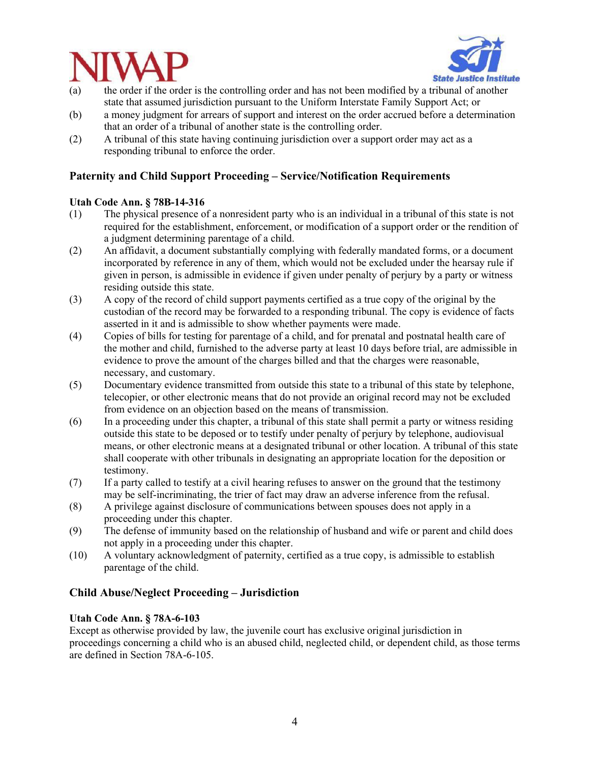(a) the order if the order is the controlling order and has not been modified by a tribunal of another state that assumed jurisdiction pursuant to the Uniform Interstate Family Support Act; or

(b) a money judgment for arrears of support and interest on the order accrued before a determination that an order of a tribunal of another state is the controlling order.

(2) A tribunal of this state having continuing jurisdiction over a support order may act as a responding tribunal to enforce the order.

## Paternity and Child Support Proceeding – Service/Notification Requirements

**Utah Code Ann. § 78B-14-316**

(1) The physical presence of a nonresident party who is an individual in a tribunal of this state is not required for the establishment, enforcement, or modification of a support order or the rendition of a judgment determining parentage of a child.

(2) An affidavit, a document substantially complying with federally mandated forms, or a document incorporated by reference in any of them, which would not be excluded under the hearsay rule if given in person, is admissible in evidence if given under penalty of perjury by a party or witness residing outside this state.

(3) A copy of the record of child support payments certified as a true copy of the original by the custodian of the record may be forwarded to a responding tribunal. The copy is evidence of facts asserted in it and is admissible to show whether payments were made.

(4) Copies of bills for testing for parentage of a child, and for prenatal and postnatal health care of the mother and child, furnished to the adverse party at least 10 days before trial, are admissible in evidence to prove the amount of the charges billed and that the charges were reasonable, necessary, and customary.

(5) Documentary evidence transmitted from outside this state to a tribunal of this state by telephone, telecopier, or other electronic means that do not provide an original record may not be excluded from evidence on an objection based on the means of transmission.

(6) In a proceeding under this chapter, a tribunal of this state shall permit a party or witness residing outside this state to be deposed or to testify under penalty of perjury by telephone, audiovisual means, or other electronic means at a designated tribunal or other location. A tribunal of this state shall cooperate with other tribunals in designating an appropriate location for the deposition or testimony.

(7) If a party called to testify at a civil hearing refuses to answer on the ground that the testimony may be self-incriminating, the trier of fact may draw an adverse inference from the refusal.

(8) A privilege against disclosure of communications between spouses does not apply in a proceeding under this chapter.

(9) The defense of immunity based on the relationship of husband and wife or parent and child does not apply in a proceeding under this chapter.

(10) A voluntary acknowledgment of paternity, certified as a true copy, is admissible to establish parentage of the child.

## Child Abuse/Neglect Proceeding – Jurisdiction

**Utah Code Ann. § 78A-6-103**

Except as otherwise provided by law, the juvenile court has exclusive original jurisdiction in proceedings concerning a child who is an abused child, neglected child, or dependent child, as those terms are defined in Section 78A-6-105.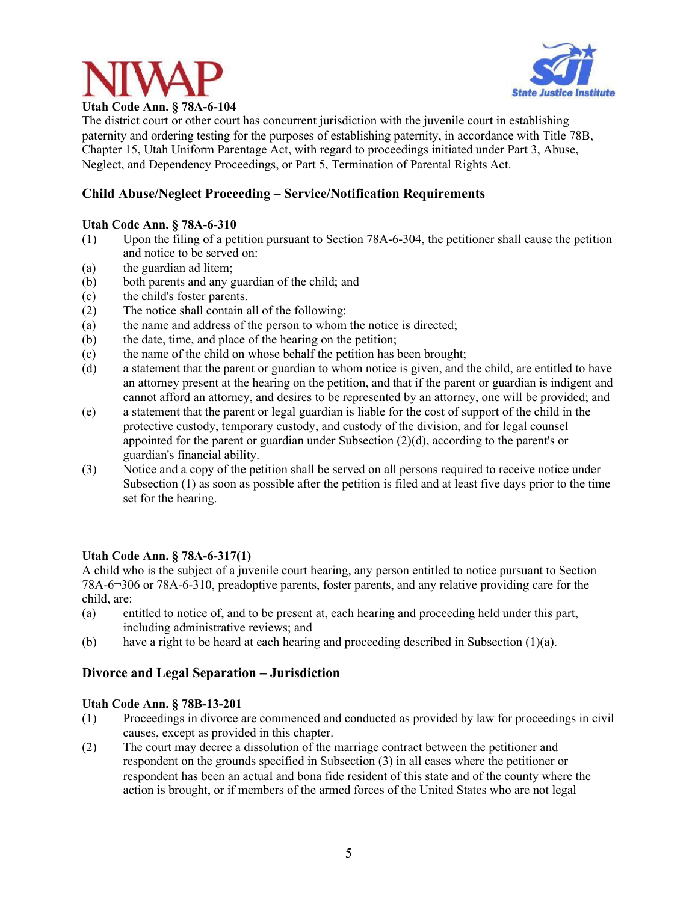**Utah Code Ann. § 78A-6-104**

The district court or other court has concurrent jurisdiction with the juvenile court in establishing paternity and ordering testing for the purposes of establishing paternity, in accordance with Title 78B, Chapter 15, Utah Uniform Parentage Act, with regard to proceedings initiated under Part 3, Abuse, Neglect, and Dependency Proceedings, or Part 5, Termination of Parental Rights Act.

## Child Abuse/Neglect Proceeding – Service/Notification Requirements

**Utah Code Ann. § 78A-6-310**

(1) Upon the filing of a petition pursuant to Section 78A-6-304, the petitioner shall cause the petition and notice to be served on:

(a) the guardian ad litem;

(b) both parents and any guardian of the child; and

(c) the child's foster parents.

(2) The notice shall contain all of the following:

(a) the name and address of the person to whom the notice is directed;

(b) the date, time, and place of the hearing on the petition;

(c) the name of the child on whose behalf the petition has been brought;

(d) a statement that the parent or guardian to whom notice is given, and the child, are entitled to have an attorney present at the hearing on the petition, and that if the parent or guardian is indigent and cannot afford an attorney, and desires to be represented by an attorney, one will be provided; and

(e) a statement that the parent or legal guardian is liable for the cost of support of the child in the protective custody, temporary custody, and custody of the division, and for legal counsel appointed for the parent or guardian under Subsection (2)(d), according to the parent's or guardian's financial ability.

(3) Notice and a copy of the petition shall be served on all persons required to receive notice under Subsection (1) as soon as possible after the petition is filed and at least five days prior to the time set for the hearing.

**Utah Code Ann. § 78A-6-317(1)**

A child who is the subject of a juvenile court hearing, any person entitled to notice pursuant to Section 78A-6¬306 or 78A-6-310, preadoptive parents, foster parents, and any relative providing care for the child, are:

(a) entitled to notice of, and to be present at, each hearing and proceeding held under this part, including administrative reviews; and

(b) have a right to be heard at each hearing and proceeding described in Subsection (1)(a).

## Divorce and Legal Separation – Jurisdiction

**Utah Code Ann. § 78B-13-201**

(1) Proceedings in divorce are commenced and conducted as provided by law for proceedings in civil causes, except as provided in this chapter.

(2) The court may decree a dissolution of the marriage contract between the petitioner and respondent on the grounds specified in Subsection (3) in all cases where the petitioner or respondent has been an actual and bona fide resident of this state and of the county where the action is brought, or if members of the armed forces of the United States who are not legal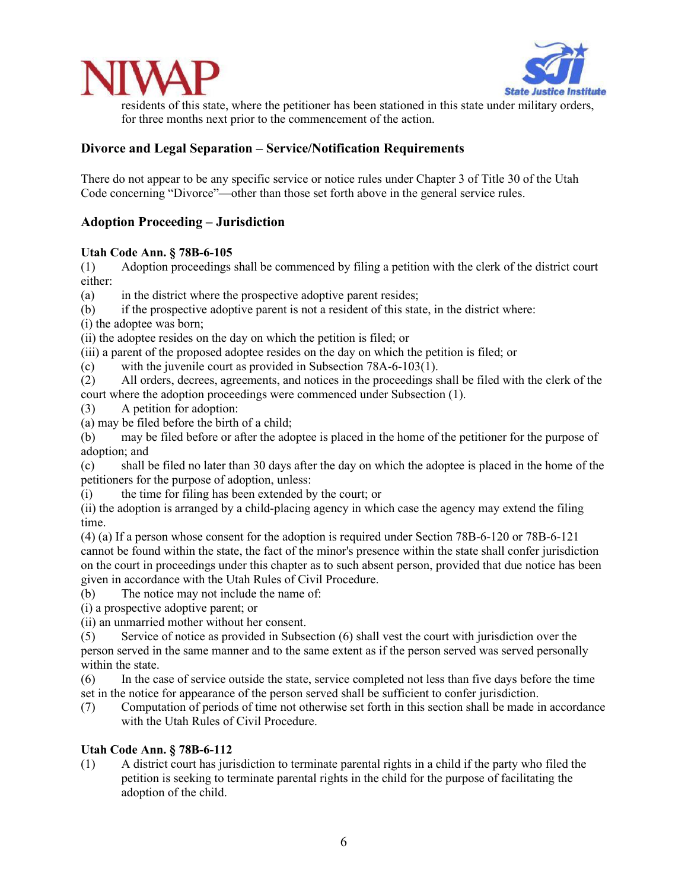residents of this state, where the petitioner has been stationed in this state under military orders, for three months next prior to the commencement of the action.

### Divorce and Legal Separation – Service/Notification Requirements

There do not appear to be any specific service or notice rules under Chapter 3 of Title 30 of the Utah Code concerning "Divorce"—other than those set forth above in the general service rules.

### Adoption Proceeding – Jurisdiction

**Utah Code Ann. § 78B-6-105**

(1) Adoption proceedings shall be commenced by filing a petition with the clerk of the district court either:

(a) in the district where the prospective adoptive parent resides;

(b) if the prospective adoptive parent is not a resident of this state, in the district where:

(i) the adoptee was born;

(ii) the adoptee resides on the day on which the petition is filed; or

(iii) a parent of the proposed adoptee resides on the day on which the petition is filed; or

(c) with the juvenile court as provided in Subsection 78A-6-103(1).

(2) All orders, decrees, agreements, and notices in the proceedings shall be filed with the clerk of the court where the adoption proceedings were commenced under Subsection (1).

(3) A petition for adoption:

(a) may be filed before the birth of a child;

(b) may be filed before or after the adoptee is placed in the home of the petitioner for the purpose of adoption; and

(c) shall be filed no later than 30 days after the day on which the adoptee is placed in the home of the petitioners for the purpose of adoption, unless:

(i) the time for filing has been extended by the court; or

(ii) the adoption is arranged by a child-placing agency in which case the agency may extend the filing time.

(4) (a) If a person whose consent for the adoption is required under Section 78B-6-120 or 78B-6-121 cannot be found within the state, the fact of the minor's presence within the state shall confer jurisdiction on the court in proceedings under this chapter as to such absent person, provided that due notice has been given in accordance with the Utah Rules of Civil Procedure.

(b) The notice may not include the name of:

(i) a prospective adoptive parent; or

(ii) an unmarried mother without her consent.

(5) Service of notice as provided in Subsection (6) shall vest the court with jurisdiction over the person served in the same manner and to the same extent as if the person served was served personally within the state.

(6) In the case of service outside the state, service completed not less than five days before the time set in the notice for appearance of the person served shall be sufficient to confer jurisdiction.

(7) Computation of periods of time not otherwise set forth in this section shall be made in accordance with the Utah Rules of Civil Procedure.

**Utah Code Ann. § 78B-6-112**

(1) A district court has jurisdiction to terminate parental rights in a child if the party who filed the petition is seeking to terminate parental rights in the child for the purpose of facilitating the adoption of the child.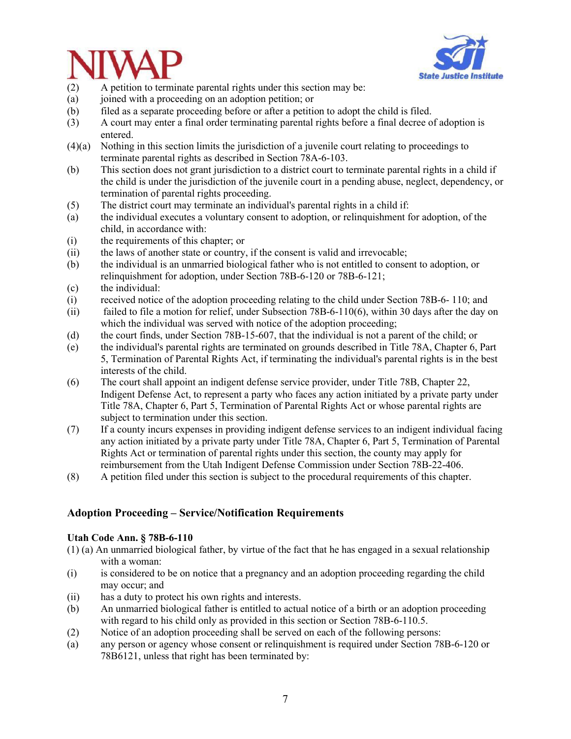(2) A petition to terminate parental rights under this section may be:

(a) joined with a proceeding on an adoption petition; or

(b) filed as a separate proceeding before or after a petition to adopt the child is filed.

(3) A court may enter a final order terminating parental rights before a final decree of adoption is entered.

(4)(a) Nothing in this section limits the jurisdiction of a juvenile court relating to proceedings to terminate parental rights as described in Section 78A-6-103.

(b) This section does not grant jurisdiction to a district court to terminate parental rights in a child if the child is under the jurisdiction of the juvenile court in a pending abuse, neglect, dependency, or termination of parental rights proceeding.

(5) The district court may terminate an individual's parental rights in a child if:

(a) the individual executes a voluntary consent to adoption, or relinquishment for adoption, of the child, in accordance with:

(i) the requirements of this chapter; or

(ii) the laws of another state or country, if the consent is valid and irrevocable;

(b) the individual is an unmarried biological father who is not entitled to consent to adoption, or relinquishment for adoption, under Section 78B-6-120 or 78B-6-121;

(c) the individual:

(i) received notice of the adoption proceeding relating to the child under Section 78B-6- 110; and

(ii) failed to file a motion for relief, under Subsection 78B-6-110(6), within 30 days after the day on which the individual was served with notice of the adoption proceeding;

(d) the court finds, under Section 78B-15-607, that the individual is not a parent of the child; or

(e) the individual's parental rights are terminated on grounds described in Title 78A, Chapter 6, Part 5, Termination of Parental Rights Act, if terminating the individual's parental rights is in the best interests of the child.

(6) The court shall appoint an indigent defense service provider, under Title 78B, Chapter 22, Indigent Defense Act, to represent a party who faces any action initiated by a private party under Title 78A, Chapter 6, Part 5, Termination of Parental Rights Act or whose parental rights are subject to termination under this section.

(7) If a county incurs expenses in providing indigent defense services to an indigent individual facing any action initiated by a private party under Title 78A, Chapter 6, Part 5, Termination of Parental Rights Act or termination of parental rights under this section, the county may apply for reimbursement from the Utah Indigent Defense Commission under Section 78B-22-406.

(8) A petition filed under this section is subject to the procedural requirements of this chapter.

## Adoption Proceeding – Service/Notification Requirements

**Utah Code Ann. § 78B-6-110**

(1) (a) An unmarried biological father, by virtue of the fact that he has engaged in a sexual relationship with a woman:

(i) is considered to be on notice that a pregnancy and an adoption proceeding regarding the child may occur; and

(ii) has a duty to protect his own rights and interests.

(b) An unmarried biological father is entitled to actual notice of a birth or an adoption proceeding with regard to his child only as provided in this section or Section 78B-6-110.5.

(2) Notice of an adoption proceeding shall be served on each of the following persons:

(a) any person or agency whose consent or relinquishment is required under Section 78B-6-120 or 78B6121, unless that right has been terminated by: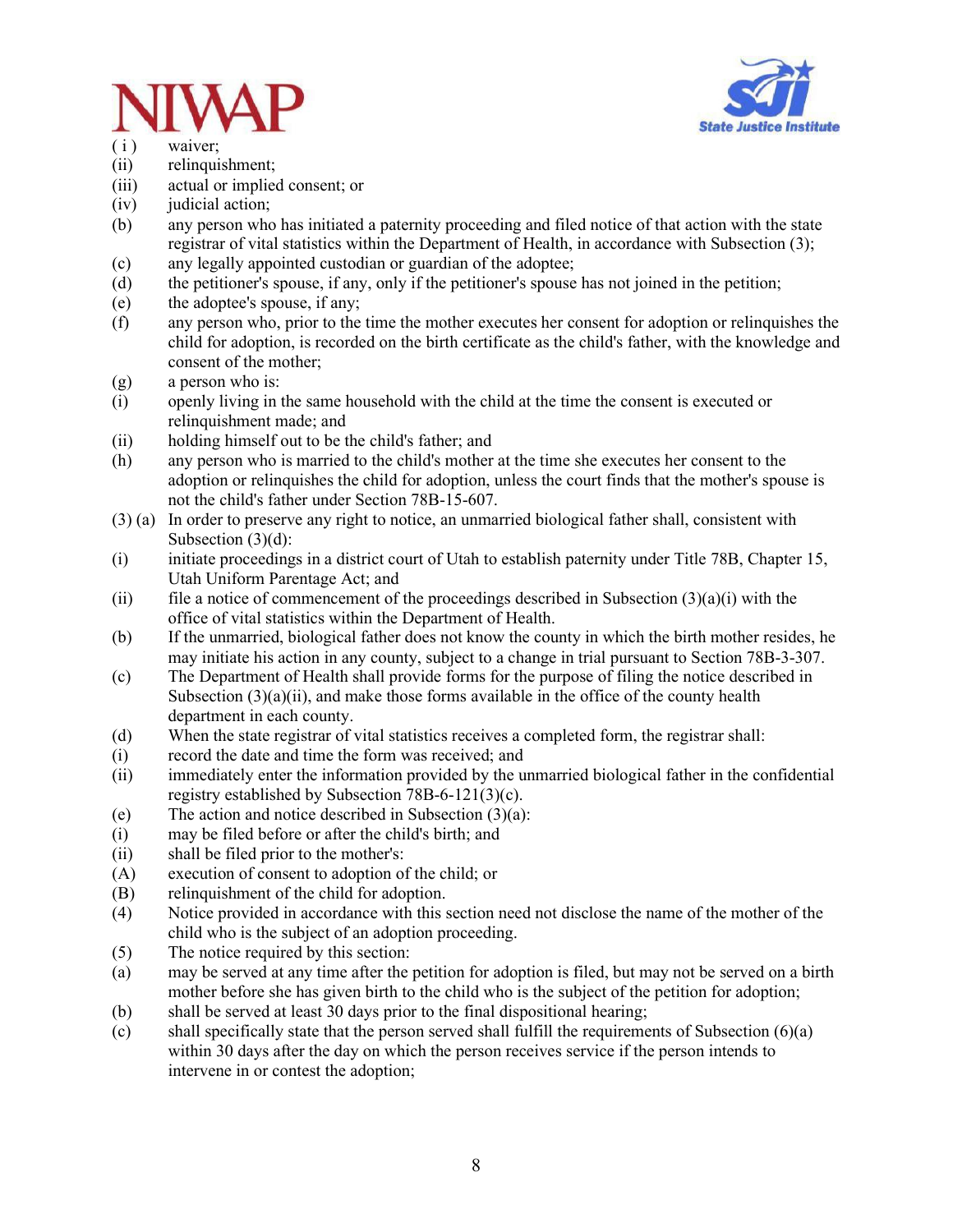(i) waiver;
(ii) relinquishment;
(iii) actual or implied consent; or
(iv) judicial action;
(b) any person who has initiated a paternity proceeding and filed notice of that action with the state registrar of vital statistics within the Department of Health, in accordance with Subsection (3);
(c) any legally appointed custodian or guardian of the adoptee;
(d) the petitioner's spouse, if any, only if the petitioner's spouse has not joined in the petition;
(e) the adoptee's spouse, if any;
(f) any person who, prior to the time the mother executes her consent for adoption or relinquishes the child for adoption, is recorded on the birth certificate as the child's father, with the knowledge and consent of the mother;
(g) a person who is:
(i) openly living in the same household with the child at the time the consent is executed or relinquishment made; and
(ii) holding himself out to be the child's father; and
(h) any person who is married to the child's mother at the time she executes her consent to the adoption or relinquishes the child for adoption, unless the court finds that the mother's spouse is not the child's father under Section 78B-15-607.

(3) (a) In order to preserve any right to notice, an unmarried biological father shall, consistent with Subsection (3)(d):
(i) initiate proceedings in a district court of Utah to establish paternity under Title 78B, Chapter 15, Utah Uniform Parentage Act; and
(ii) file a notice of commencement of the proceedings described in Subsection (3)(a)(i) with the office of vital statistics within the Department of Health.
(b) If the unmarried, biological father does not know the county in which the birth mother resides, he may initiate his action in any county, subject to a change in trial pursuant to Section 78B-3-307.
(c) The Department of Health shall provide forms for the purpose of filing the notice described in Subsection (3)(a)(ii), and make those forms available in the office of the county health department in each county.
(d) When the state registrar of vital statistics receives a completed form, the registrar shall:
(i) record the date and time the form was received; and
(ii) immediately enter the information provided by the unmarried biological father in the confidential registry established by Subsection 78B-6-121(3)(c).
(e) The action and notice described in Subsection (3)(a):
(i) may be filed before or after the child's birth; and
(ii) shall be filed prior to the mother's:
(A) execution of consent to adoption of the child; or
(B) relinquishment of the child for adoption.

(4) Notice provided in accordance with this section need not disclose the name of the mother of the child who is the subject of an adoption proceeding.

(5) The notice required by this section:
(a) may be served at any time after the petition for adoption is filed, but may not be served on a birth mother before she has given birth to the child who is the subject of the petition for adoption;
(b) shall be served at least 30 days prior to the final dispositional hearing;
(c) shall specifically state that the person served shall fulfill the requirements of Subsection (6)(a) within 30 days after the day on which the person receives service if the person intends to intervene in or contest the adoption;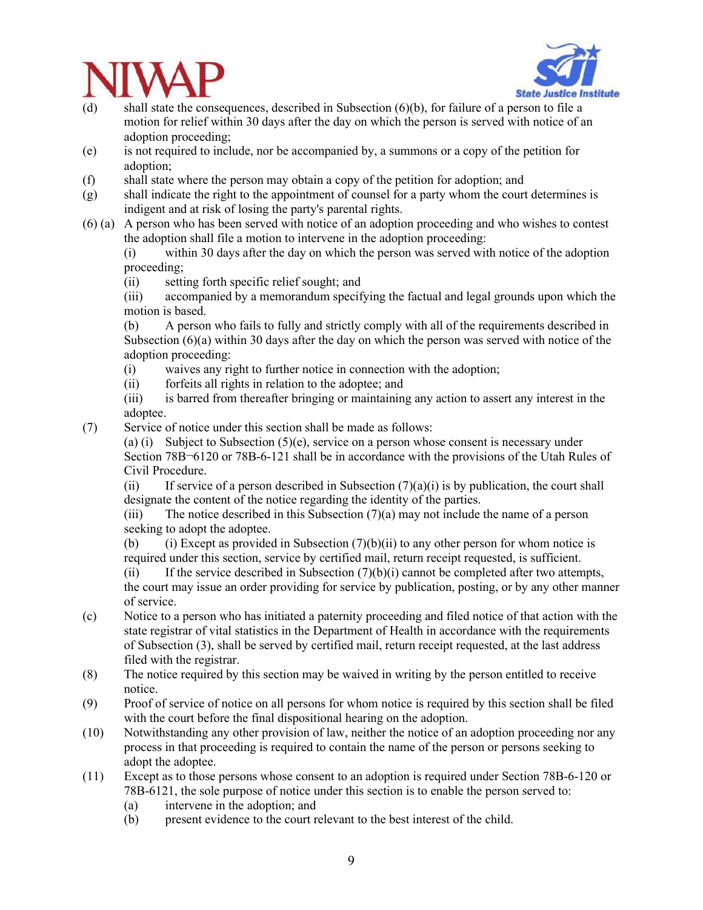(d) shall state the consequences, described in Subsection (6)(b), for failure of a person to file a motion for relief within 30 days after the day on which the person is served with notice of an adoption proceeding;

(e) is not required to include, nor be accompanied by, a summons or a copy of the petition for adoption;

(f) shall state where the person may obtain a copy of the petition for adoption; and

(g) shall indicate the right to the appointment of counsel for a party whom the court determines is indigent and at risk of losing the party's parental rights.

(6) (a) A person who has been served with notice of an adoption proceeding and who wishes to contest the adoption shall file a motion to intervene in the adoption proceeding:

(i) within 30 days after the day on which the person was served with notice of the adoption proceeding;

(ii) setting forth specific relief sought; and

(iii) accompanied by a memorandum specifying the factual and legal grounds upon which the motion is based.

(b) A person who fails to fully and strictly comply with all of the requirements described in Subsection (6)(a) within 30 days after the day on which the person was served with notice of the adoption proceeding:

(i) waives any right to further notice in connection with the adoption;

(ii) forfeits all rights in relation to the adoptee; and

(iii) is barred from thereafter bringing or maintaining any action to assert any interest in the adoptee.

(7) Service of notice under this section shall be made as follows:

(a) (i) Subject to Subsection (5)(e), service on a person whose consent is necessary under Section 78B¬6120 or 78B-6-121 shall be in accordance with the provisions of the Utah Rules of Civil Procedure.

(ii) If service of a person described in Subsection (7)(a)(i) is by publication, the court shall designate the content of the notice regarding the identity of the parties.

(iii) The notice described in this Subsection (7)(a) may not include the name of a person seeking to adopt the adoptee.

(b) (i) Except as provided in Subsection (7)(b)(ii) to any other person for whom notice is required under this section, service by certified mail, return receipt requested, is sufficient.

(ii) If the service described in Subsection (7)(b)(i) cannot be completed after two attempts, the court may issue an order providing for service by publication, posting, or by any other manner of service.

(c) Notice to a person who has initiated a paternity proceeding and filed notice of that action with the state registrar of vital statistics in the Department of Health in accordance with the requirements of Subsection (3), shall be served by certified mail, return receipt requested, at the last address filed with the registrar.

(8) The notice required by this section may be waived in writing by the person entitled to receive notice.

(9) Proof of service of notice on all persons for whom notice is required by this section shall be filed with the court before the final dispositional hearing on the adoption.

(10) Notwithstanding any other provision of law, neither the notice of an adoption proceeding nor any process in that proceeding is required to contain the name of the person or persons seeking to adopt the adoptee.

(11) Except as to those persons whose consent to an adoption is required under Section 78B-6-120 or 78B-6121, the sole purpose of notice under this section is to enable the person served to:

(a) intervene in the adoption; and

(b) present evidence to the court relevant to the best interest of the child.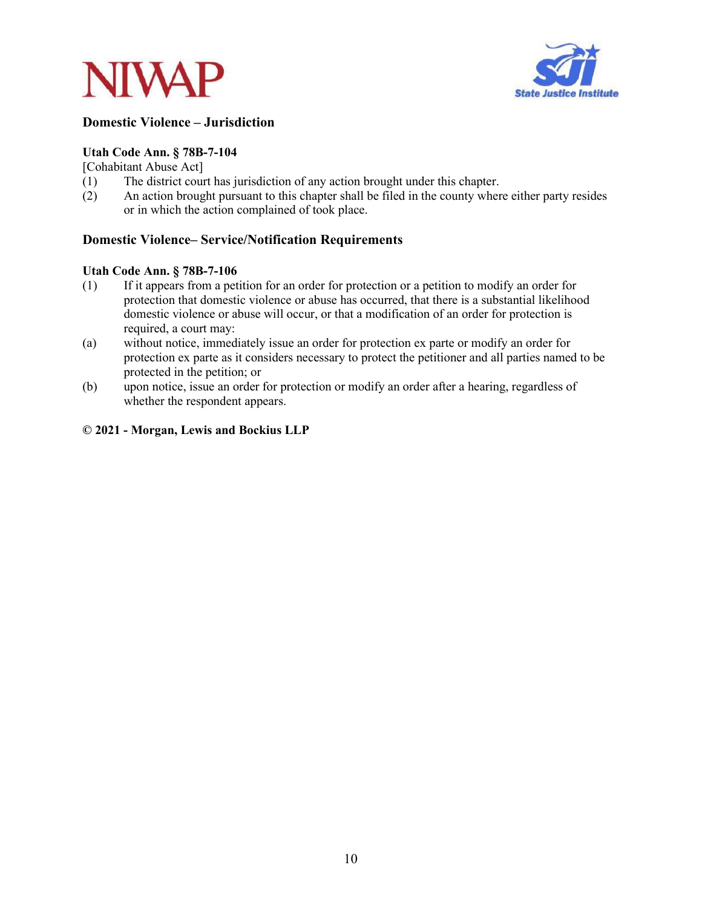### Domestic Violence – Jurisdiction

**Utah Code Ann. § 78B-7-104**
[Cohabitant Abuse Act]

(1) The district court has jurisdiction of any action brought under this chapter.
(2) An action brought pursuant to this chapter shall be filed in the county where either party resides or in which the action complained of took place.

### Domestic Violence– Service/Notification Requirements

**Utah Code Ann. § 78B-7-106**

(1) If it appears from a petition for an order for protection or a petition to modify an order for protection that domestic violence or abuse has occurred, that there is a substantial likelihood domestic violence or abuse will occur, or that a modification of an order for protection is required, a court may:
(a) without notice, immediately issue an order for protection ex parte or modify an order for protection ex parte as it considers necessary to protect the petitioner and all parties named to be protected in the petition; or
(b) upon notice, issue an order for protection or modify an order after a hearing, regardless of whether the respondent appears.

**© 2021 - Morgan, Lewis and Bockius LLP**